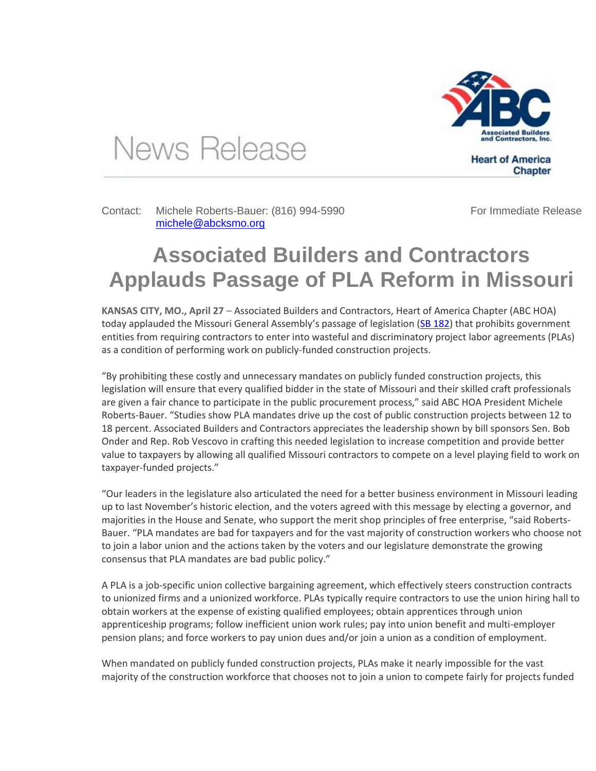# News Release

**Associated Builders and Contractors, Inc.**

**Heart of America Chapter**

Contact: Michele Roberts-Bauer: (816) 994-5990
michele@abcksmo.org

For Immediate Release

# Associated Builders and Contractors Applauds Passage of PLA Reform in Missouri

**KANSAS CITY, MO., April 27** – Associated Builders and Contractors, Heart of America Chapter (ABC HOA) today applauded the Missouri General Assembly's passage of legislation (SB 182) that prohibits government entities from requiring contractors to enter into wasteful and discriminatory project labor agreements (PLAs) as a condition of performing work on publicly-funded construction projects.

"By prohibiting these costly and unnecessary mandates on publicly funded construction projects, this legislation will ensure that every qualified bidder in the state of Missouri and their skilled craft professionals are given a fair chance to participate in the public procurement process," said ABC HOA President Michele Roberts-Bauer. "Studies show PLA mandates drive up the cost of public construction projects between 12 to 18 percent. Associated Builders and Contractors appreciates the leadership shown by bill sponsors Sen. Bob Onder and Rep. Rob Vescovo in crafting this needed legislation to increase competition and provide better value to taxpayers by allowing all qualified Missouri contractors to compete on a level playing field to work on taxpayer-funded projects."

"Our leaders in the legislature also articulated the need for a better business environment in Missouri leading up to last November's historic election, and the voters agreed with this message by electing a governor, and majorities in the House and Senate, who support the merit shop principles of free enterprise, "said Roberts-Bauer. "PLA mandates are bad for taxpayers and for the vast majority of construction workers who choose not to join a labor union and the actions taken by the voters and our legislature demonstrate the growing consensus that PLA mandates are bad public policy."

A PLA is a job-specific union collective bargaining agreement, which effectively steers construction contracts to unionized firms and a unionized workforce. PLAs typically require contractors to use the union hiring hall to obtain workers at the expense of existing qualified employees; obtain apprentices through union apprenticeship programs; follow inefficient union work rules; pay into union benefit and multi-employer pension plans; and force workers to pay union dues and/or join a union as a condition of employment.

When mandated on publicly funded construction projects, PLAs make it nearly impossible for the vast majority of the construction workforce that chooses not to join a union to compete fairly for projects funded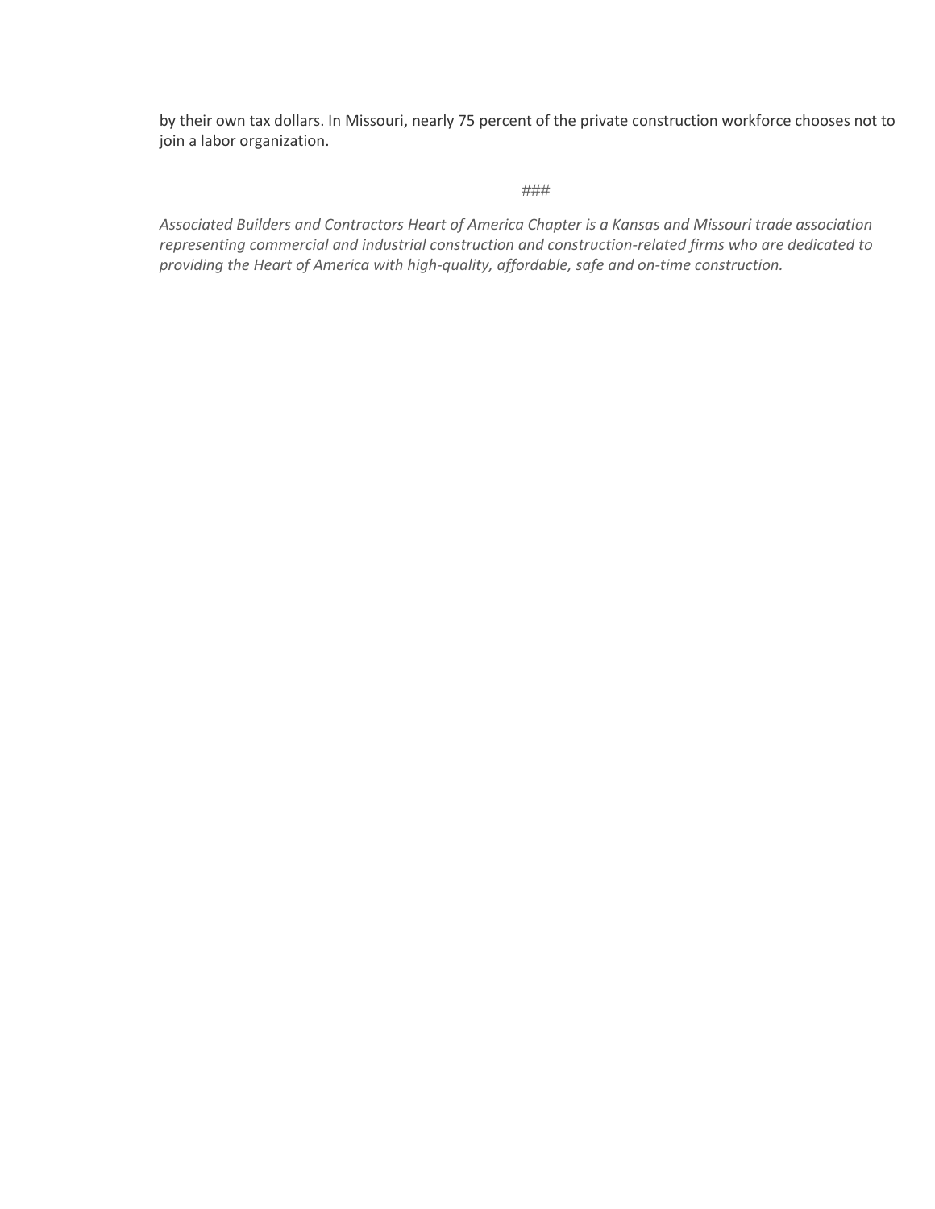by their own tax dollars. In Missouri, nearly 75 percent of the private construction workforce chooses not to join a labor organization.

###

*Associated Builders and Contractors Heart of America Chapter is a Kansas and Missouri trade association representing commercial and industrial construction and construction-related firms who are dedicated to providing the Heart of America with high-quality, affordable, safe and on-time construction.*